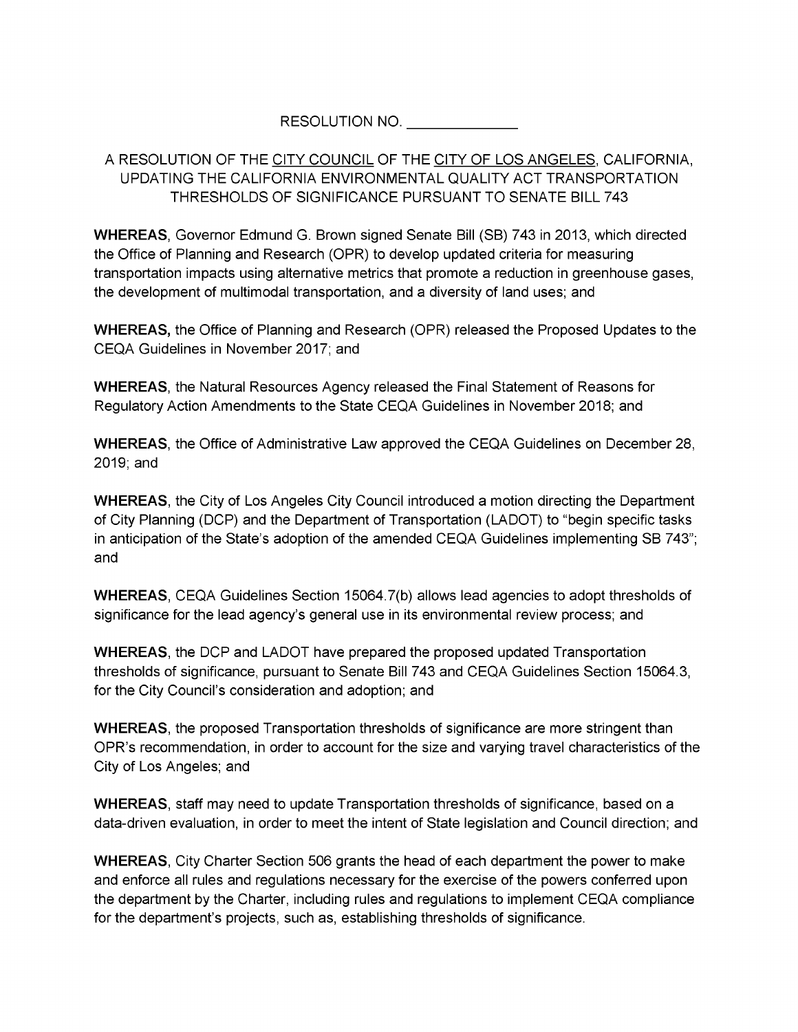RESOLUTION NO. ______________

A RESOLUTION OF THE <u>CITY COUNCIL</u> OF THE <u>CITY OF LOS ANGELES</u>, CALIFORNIA, UPDATING THE CALIFORNIA ENVIRONMENTAL QUALITY ACT TRANSPORTATION THRESHOLDS OF SIGNIFICANCE PURSUANT TO SENATE BILL 743

**WHEREAS**, Governor Edmund G. Brown signed Senate Bill (SB) 743 in 2013, which directed the Office of Planning and Research (OPR) to develop updated criteria for measuring transportation impacts using alternative metrics that promote a reduction in greenhouse gases, the development of multimodal transportation, and a diversity of land uses; and

**WHEREAS,** the Office of Planning and Research (OPR) released the Proposed Updates to the CEQA Guidelines in November 2017; and

**WHEREAS**, the Natural Resources Agency released the Final Statement of Reasons for Regulatory Action Amendments to the State CEQA Guidelines in November 2018; and

**WHEREAS**, the Office of Administrative Law approved the CEQA Guidelines on December 28, 2019; and

**WHEREAS**, the City of Los Angeles City Council introduced a motion directing the Department of City Planning (DCP) and the Department of Transportation (LADOT) to "begin specific tasks in anticipation of the State's adoption of the amended CEQA Guidelines implementing SB 743"; and

**WHEREAS**, CEQA Guidelines Section 15064.7(b) allows lead agencies to adopt thresholds of significance for the lead agency's general use in its environmental review process; and

**WHEREAS**, the DCP and LADOT have prepared the proposed updated Transportation thresholds of significance, pursuant to Senate Bill 743 and CEQA Guidelines Section 15064.3, for the City Council's consideration and adoption; and

**WHEREAS**, the proposed Transportation thresholds of significance are more stringent than OPR's recommendation, in order to account for the size and varying travel characteristics of the City of Los Angeles; and

**WHEREAS**, staff may need to update Transportation thresholds of significance, based on a data-driven evaluation, in order to meet the intent of State legislation and Council direction; and

**WHEREAS**, City Charter Section 506 grants the head of each department the power to make and enforce all rules and regulations necessary for the exercise of the powers conferred upon the department by the Charter, including rules and regulations to implement CEQA compliance for the department's projects, such as, establishing thresholds of significance.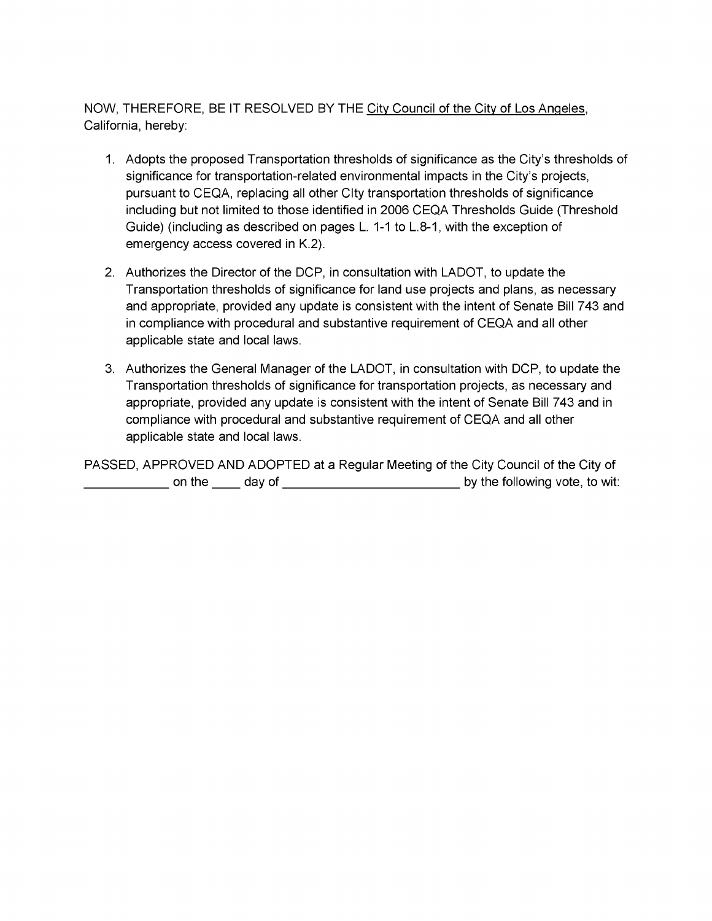NOW, THEREFORE, BE IT RESOLVED BY THE City Council of the City of Los Angeles, California, hereby:

1. Adopts the proposed Transportation thresholds of significance as the City's thresholds of significance for transportation-related environmental impacts in the City's projects, pursuant to CEQA, replacing all other CIty transportation thresholds of significance including but not limited to those identified in 2006 CEQA Thresholds Guide (Threshold Guide) (including as described on pages L. 1-1 to L.8-1, with the exception of emergency access covered in K.2).

2. Authorizes the Director of the DCP, in consultation with LADOT, to update the Transportation thresholds of significance for land use projects and plans, as necessary and appropriate, provided any update is consistent with the intent of Senate Bill 743 and in compliance with procedural and substantive requirement of CEQA and all other applicable state and local laws.

3. Authorizes the General Manager of the LADOT, in consultation with DCP, to update the Transportation thresholds of significance for transportation projects, as necessary and appropriate, provided any update is consistent with the intent of Senate Bill 743 and in compliance with procedural and substantive requirement of CEQA and all other applicable state and local laws.

PASSED, APPROVED AND ADOPTED at a Regular Meeting of the City Council of the City of ____________ on the ____ day of _________________________ by the following vote, to wit: